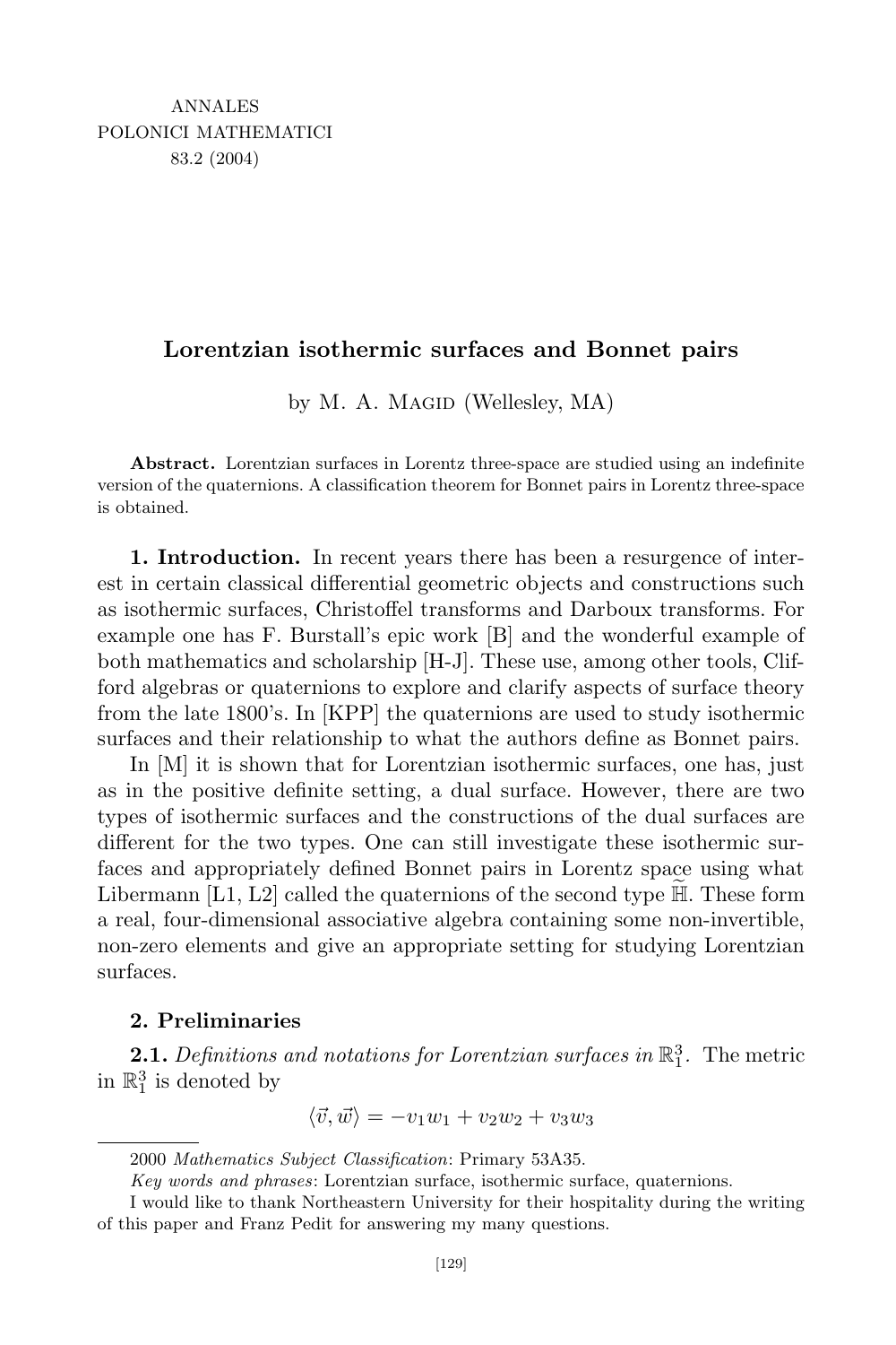ANNALES
POLONICI MATHEMATICI
83.2 (2004)

# Lorentzian isothermic surfaces and Bonnet pairs

by M. A. Magid (Wellesley, MA)

**Abstract.** Lorentzian surfaces in Lorentz three-space are studied using an indefinite version of the quaternions. A classification theorem for Bonnet pairs in Lorentz three-space is obtained.

**1. Introduction.** In recent years there has been a resurgence of interest in certain classical differential geometric objects and constructions such as isothermic surfaces, Christoffel transforms and Darboux transforms. For example one has F. Burstall's epic work [B] and the wonderful example of both mathematics and scholarship [H-J]. These use, among other tools, Clifford algebras or quaternions to explore and clarify aspects of surface theory from the late 1800's. In [KPP] the quaternions are used to study isothermic surfaces and their relationship to what the authors define as Bonnet pairs.

In [M] it is shown that for Lorentzian isothermic surfaces, one has, just as in the positive definite setting, a dual surface. However, there are two types of isothermic surfaces and the constructions of the dual surfaces are different for the two types. One can still investigate these isothermic surfaces and appropriately defined Bonnet pairs in Lorentz space using what Libermann [L1, L2] called the quaternions of the second type $\widetilde{\mathbb{H}}$. These form a real, four-dimensional associative algebra containing some non-invertible, non-zero elements and give an appropriate setting for studying Lorentzian surfaces.

**2. Preliminaries**

**2.1.** *Definitions and notations for Lorentzian surfaces in* $\mathbb{R}^3_1$. The metric in $\mathbb{R}^3_1$ is denoted by

$$\langle \vec{v}, \vec{w} \rangle = -v_1 w_1 + v_2 w_2 + v_3 w_3$$

2000 *Mathematics Subject Classification*: Primary 53A35.

*Key words and phrases*: Lorentzian surface, isothermic surface, quaternions.

I would like to thank Northeastern University for their hospitality during the writing of this paper and Franz Pedit for answering my many questions.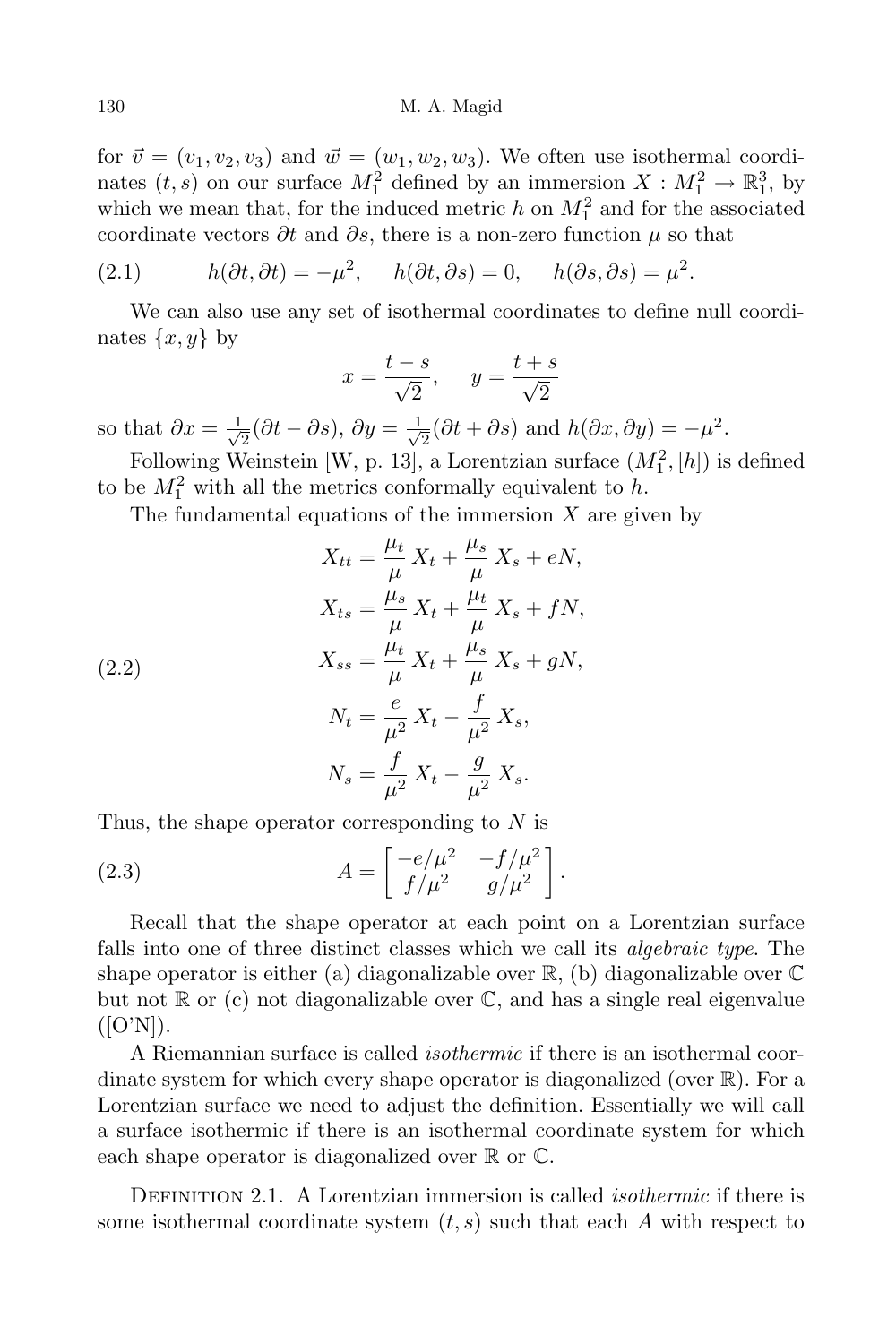for $\vec{v} = (v_1, v_2, v_3)$ and $\vec{w} = (w_1, w_2, w_3)$. We often use isothermal coordinates $(t, s)$ on our surface $M_1^2$ defined by an immersion $X : M_1^2 \to \mathbb{R}_1^3$, by which we mean that, for the induced metric $h$ on $M_1^2$ and for the associated coordinate vectors $\partial t$ and $\partial s$, there is a non-zero function $\mu$ so that

$$h(\partial t, \partial t) = -\mu^2, \quad h(\partial t, \partial s) = 0, \quad h(\partial s, \partial s) = \mu^2. \tag{2.1}$$

We can also use any set of isothermal coordinates to define null coordinates $\{x, y\}$ by

$$x = \frac{t - s}{\sqrt{2}}, \quad y = \frac{t + s}{\sqrt{2}}$$

so that $\partial x = \frac{1}{\sqrt{2}}(\partial t - \partial s)$, $\partial y = \frac{1}{\sqrt{2}}(\partial t + \partial s)$ and $h(\partial x, \partial y) = -\mu^2$.

Following Weinstein [W, p. 13], a Lorentzian surface $(M_1^2, [h])$ is defined to be $M_1^2$ with all the metrics conformally equivalent to $h$.

The fundamental equations of the immersion $X$ are given by

$$
\begin{aligned}
X_{tt} &= \frac{\mu_t}{\mu} X_t + \frac{\mu_s}{\mu} X_s + eN, \\
X_{ts} &= \frac{\mu_s}{\mu} X_t + \frac{\mu_t}{\mu} X_s + fN, \\
X_{ss} &= \frac{\mu_t}{\mu} X_t + \frac{\mu_s}{\mu} X_s + gN, \\
N_t &= \frac{e}{\mu^2} X_t - \frac{f}{\mu^2} X_s, \\
N_s &= \frac{f}{\mu^2} X_t - \frac{g}{\mu^2} X_s.
\end{aligned}
\tag{2.2}
$$

Thus, the shape operator corresponding to $N$ is

$$A = \begin{bmatrix} -e/\mu^2 & -f/\mu^2 \\ f/\mu^2 & g/\mu^2 \end{bmatrix}. \tag{2.3}$$

Recall that the shape operator at each point on a Lorentzian surface falls into one of three distinct classes which we call its *algebraic type*. The shape operator is either (a) diagonalizable over $\mathbb{R}$, (b) diagonalizable over $\mathbb{C}$ but not $\mathbb{R}$ or (c) not diagonalizable over $\mathbb{C}$, and has a single real eigenvalue ([O'N]).

A Riemannian surface is called *isothermic* if there is an isothermal coordinate system for which every shape operator is diagonalized (over $\mathbb{R}$). For a Lorentzian surface we need to adjust the definition. Essentially we will call a surface isothermic if there is an isothermal coordinate system for which each shape operator is diagonalized over $\mathbb{R}$ or $\mathbb{C}$.

Definition 2.1. A Lorentzian immersion is called *isothermic* if there is some isothermal coordinate system $(t, s)$ such that each $A$ with respect to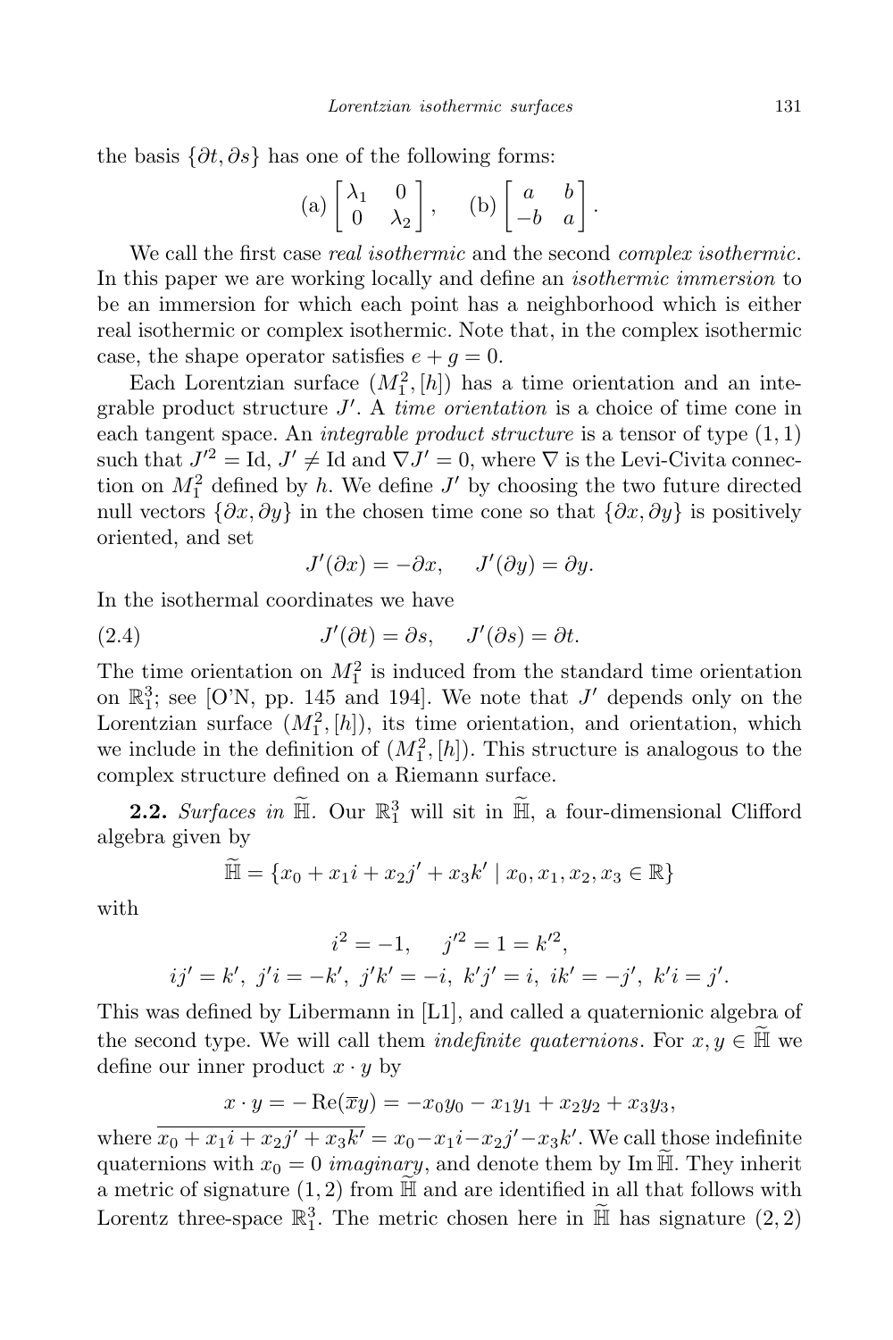the basis $\{\partial t, \partial s\}$ has one of the following forms:

$$\text{(a)} \begin{bmatrix} \lambda_1 & 0 \\ 0 & \lambda_2 \end{bmatrix}, \qquad \text{(b)} \begin{bmatrix} a & b \\ -b & a \end{bmatrix}.$$

We call the first case *real isothermic* and the second *complex isothermic*. In this paper we are working locally and define an *isothermic immersion* to be an immersion for which each point has a neighborhood which is either real isothermic or complex isothermic. Note that, in the complex isothermic case, the shape operator satisfies $e + g = 0$.

Each Lorentzian surface $(M_1^2, [h])$ has a time orientation and an integrable product structure $J'$. A *time orientation* is a choice of time cone in each tangent space. An *integrable product structure* is a tensor of type $(1,1)$ such that $J'^2 = \mathrm{Id}$, $J' \neq \mathrm{Id}$ and $\nabla J' = 0$, where $\nabla$ is the Levi-Civita connection on $M_1^2$ defined by $h$. We define $J'$ by choosing the two future directed null vectors $\{\partial x, \partial y\}$ in the chosen time cone so that $\{\partial x, \partial y\}$ is positively oriented, and set

$$J'(\partial x) = -\partial x, \qquad J'(\partial y) = \partial y.$$

In the isothermal coordinates we have

$$J'(\partial t) = \partial s, \qquad J'(\partial s) = \partial t. \tag{2.4}$$

The time orientation on $M_1^2$ is induced from the standard time orientation on $\mathbb{R}_1^3$; see [O'N, pp. 145 and 194]. We note that $J'$ depends only on the Lorentzian surface $(M_1^2, [h])$, its time orientation, and orientation, which we include in the definition of $(M_1^2, [h])$. This structure is analogous to the complex structure defined on a Riemann surface.

**2.2.** *Surfaces in* $\widetilde{\mathbb{H}}$. Our $\mathbb{R}_1^3$ will sit in $\widetilde{\mathbb{H}}$, a four-dimensional Clifford algebra given by

$$\widetilde{\mathbb{H}} = \{x_0 + x_1 i + x_2 j' + x_3 k' \mid x_0, x_1, x_2, x_3 \in \mathbb{R}\}$$

with

$$i^2 = -1, \qquad j'^2 = 1 = k'^2,$$
$$ij' = k',\ j'i = -k',\ j'k' = -i,\ k'j' = i,\ ik' = -j',\ k'i = j'.$$

This was defined by Libermann in [L1], and called a quaternionic algebra of the second type. We will call them *indefinite quaternions*. For $x, y \in \widetilde{\mathbb{H}}$ we define our inner product $x \cdot y$ by

$$x \cdot y = -\operatorname{Re}(\overline{x} y) = -x_0 y_0 - x_1 y_1 + x_2 y_2 + x_3 y_3,$$

where $\overline{x_0 + x_1 i + x_2 j' + x_3 k'} = x_0 - x_1 i - x_2 j' - x_3 k'$. We call those indefinite quaternions with $x_0 = 0$ *imaginary*, and denote them by $\operatorname{Im} \widetilde{\mathbb{H}}$. They inherit a metric of signature $(1,2)$ from $\widetilde{\mathbb{H}}$ and are identified in all that follows with Lorentz three-space $\mathbb{R}_1^3$. The metric chosen here in $\widetilde{\mathbb{H}}$ has signature $(2,2)$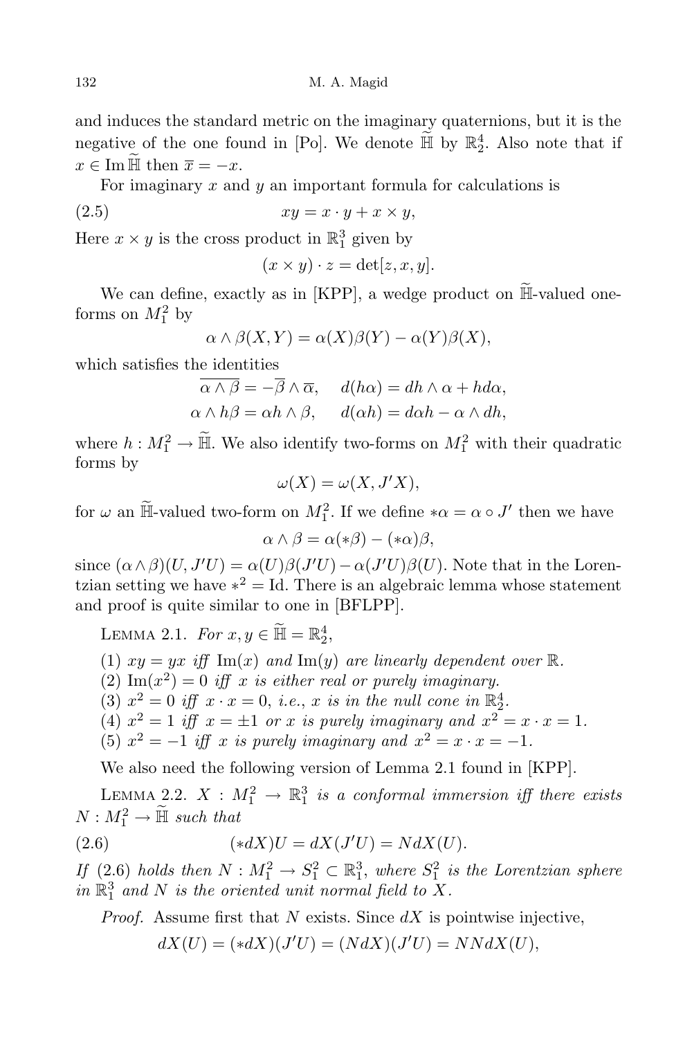and induces the standard metric on the imaginary quaternions, but it is the negative of the one found in [Po]. We denote $\widetilde{\mathbb{H}}$ by $\mathbb{R}^4_2$. Also note that if $x \in \operatorname{Im} \widetilde{\mathbb{H}}$ then $\overline{x} = -x$.

For imaginary $x$ and $y$ an important formula for calculations is

$$xy = x \cdot y + x \times y, \tag{2.5}$$

Here $x \times y$ is the cross product in $\mathbb{R}^3_1$ given by

$$(x \times y) \cdot z = \det[z, x, y].$$

We can define, exactly as in [KPP], a wedge product on $\widetilde{\mathbb{H}}$-valued one-forms on $M^2_1$ by

$$\alpha \wedge \beta(X, Y) = \alpha(X)\beta(Y) - \alpha(Y)\beta(X),$$

which satisfies the identities

$$\overline{\alpha \wedge \beta} = -\overline{\beta} \wedge \overline{\alpha}, \quad d(h\alpha) = dh \wedge \alpha + hd\alpha,$$
$$\alpha \wedge h\beta = \alpha h \wedge \beta, \quad d(\alpha h) = d\alpha h - \alpha \wedge dh,$$

where $h : M^2_1 \to \widetilde{\mathbb{H}}$. We also identify two-forms on $M^2_1$ with their quadratic forms by

$$\omega(X) = \omega(X, J'X),$$

for $\omega$ an $\widetilde{\mathbb{H}}$-valued two-form on $M^2_1$. If we define $*\alpha = \alpha \circ J'$ then we have

$$\alpha \wedge \beta = \alpha(*\beta) - (*\alpha)\beta,$$

since $(\alpha \wedge \beta)(U, J'U) = \alpha(U)\beta(J'U) - \alpha(J'U)\beta(U)$. Note that in the Lorentzian setting we have $*^2 = \mathrm{Id}$. There is an algebraic lemma whose statement and proof is quite similar to one in [BFLPP].

Lemma 2.1. *For $x, y \in \widetilde{\mathbb{H}} = \mathbb{R}^4_2$,*

(1) *$xy = yx$ iff $\operatorname{Im}(x)$ and $\operatorname{Im}(y)$ are linearly dependent over $\mathbb{R}$.*
(2) *$\operatorname{Im}(x^2) = 0$ iff $x$ is either real or purely imaginary.*
(3) *$x^2 = 0$ iff $x \cdot x = 0$, i.e., $x$ is in the null cone in $\mathbb{R}^4_2$.*
(4) *$x^2 = 1$ iff $x = \pm 1$ or $x$ is purely imaginary and $x^2 = x \cdot x = 1$.*
(5) *$x^2 = -1$ iff $x$ is purely imaginary and $x^2 = x \cdot x = -1$.*

We also need the following version of Lemma 2.1 found in [KPP].

Lemma 2.2. *$X : M^2_1 \to \mathbb{R}^3_1$ is a conformal immersion iff there exists $N : M^2_1 \to \widetilde{\mathbb{H}}$ such that*

$$(*dX)U = dX(J'U) = NdX(U). \tag{2.6}$$

*If (2.6) holds then $N : M^2_1 \to S^2_1 \subset \mathbb{R}^3_1$, where $S^2_1$ is the Lorentzian sphere in $\mathbb{R}^3_1$ and $N$ is the oriented unit normal field to $X$.*

*Proof.* Assume first that $N$ exists. Since $dX$ is pointwise injective,

$$dX(U) = (*dX)(J'U) = (NdX)(J'U) = NNdX(U),$$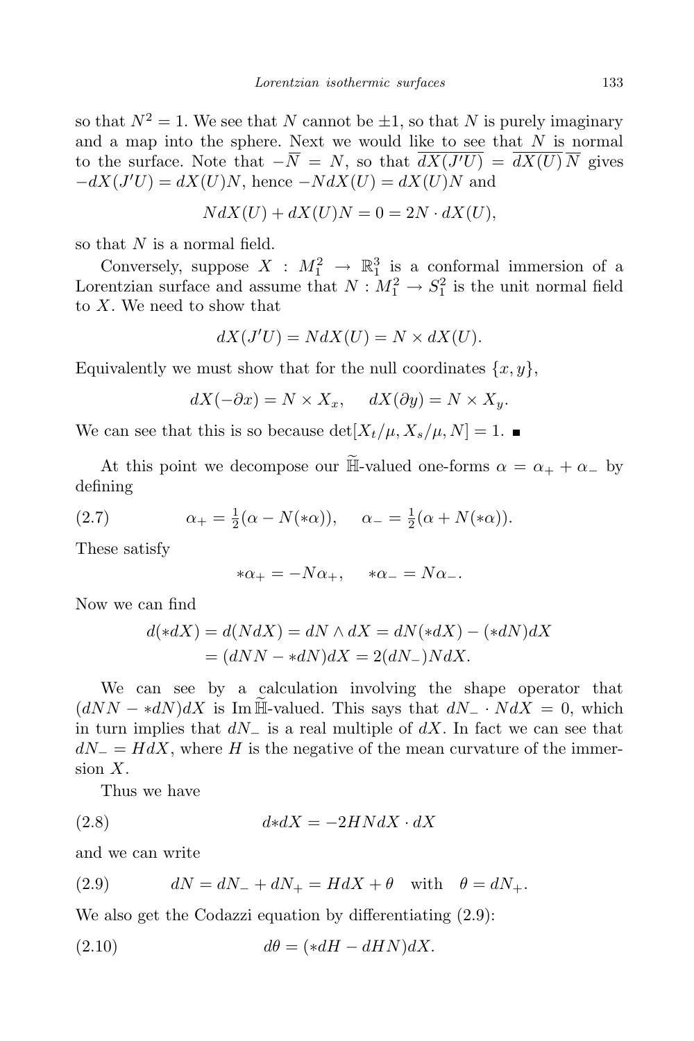so that $N^2 = 1$. We see that $N$ cannot be $\pm 1$, so that $N$ is purely imaginary and a map into the sphere. Next we would like to see that $N$ is normal to the surface. Note that $-\overline{N} = N$, so that $\overline{dX(J'U)} = \overline{dX(U)}\,\overline{N}$ gives $-dX(J'U) = dX(U)N$, hence $-NdX(U) = dX(U)N$ and

$$NdX(U) + dX(U)N = 0 = 2N \cdot dX(U),$$

so that $N$ is a normal field.

Conversely, suppose $X : M_1^2 \to \mathbb{R}_1^3$ is a conformal immersion of a Lorentzian surface and assume that $N : M_1^2 \to S_1^2$ is the unit normal field to $X$. We need to show that

$$dX(J'U) = NdX(U) = N \times dX(U).$$

Equivalently we must show that for the null coordinates $\{x, y\}$,

$$dX(-\partial x) = N \times X_x, \quad dX(\partial y) = N \times X_y.$$

We can see that this is so because $\det[X_t/\mu, X_s/\mu, N] = 1$. ∎

At this point we decompose our $\widetilde{\mathbb{H}}$-valued one-forms $\alpha = \alpha_+ + \alpha_-$ by defining

$$\alpha_+ = \tfrac{1}{2}(\alpha - N(*\alpha)), \quad \alpha_- = \tfrac{1}{2}(\alpha + N(*\alpha)). \tag{2.7}$$

These satisfy

$$*\alpha_+ = -N\alpha_+, \quad *\alpha_- = N\alpha_-.$$

Now we can find

$$\begin{aligned} d(*dX) &= d(NdX) = dN \wedge dX = dN(*dX) - (*dN)dX \\ &= (dNN - *dN)dX = 2(dN_-)NdX. \end{aligned}$$

We can see by a calculation involving the shape operator that $(dNN - *dN)dX$ is $\operatorname{Im}\widetilde{\mathbb{H}}$-valued. This says that $dN_- \cdot NdX = 0$, which in turn implies that $dN_-$ is a real multiple of $dX$. In fact we can see that $dN_- = HdX$, where $H$ is the negative of the mean curvature of the immersion $X$.

Thus we have

$$d{*dX} = -2HNdX \cdot dX \tag{2.8}$$

and we can write

$$dN = dN_- + dN_+ = HdX + \theta \quad \text{with} \quad \theta = dN_+. \tag{2.9}$$

We also get the Codazzi equation by differentiating (2.9):

$$d\theta = (*dH - dHN)dX. \tag{2.10}$$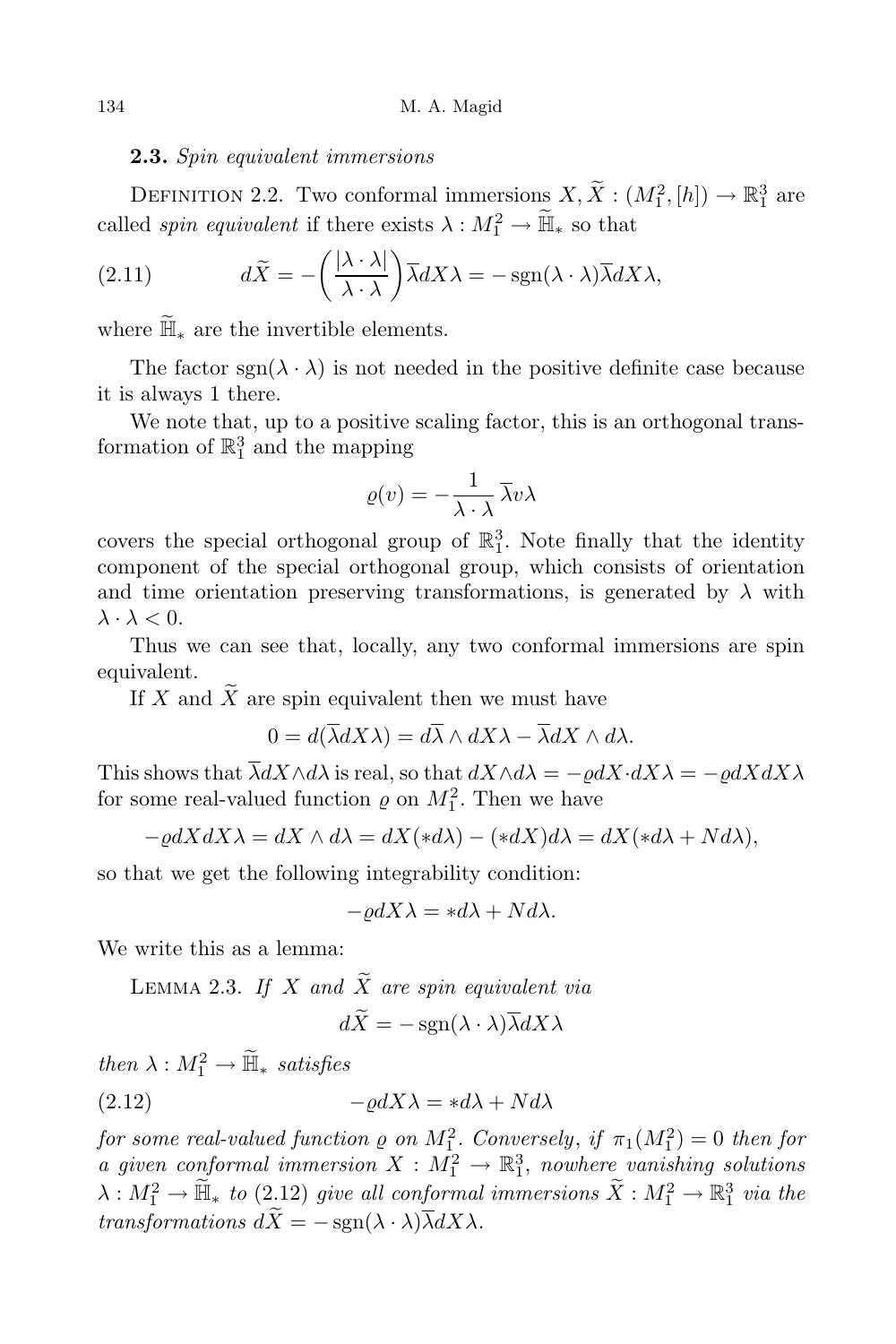**2.3.** *Spin equivalent immersions*

Definition 2.2. Two conformal immersions $X, \widetilde{X} : (M_1^2, [h]) \to \mathbb{R}_1^3$ are called *spin equivalent* if there exists $\lambda : M_1^2 \to \widetilde{\mathbb{H}}_*$ so that

$$d\widetilde{X} = -\left(\frac{|\lambda \cdot \lambda|}{\lambda \cdot \lambda}\right)\overline{\lambda} dX \lambda = -\operatorname{sgn}(\lambda \cdot \lambda)\overline{\lambda} dX \lambda, \tag{2.11}$$

where $\widetilde{\mathbb{H}}_*$ are the invertible elements.

The factor $\operatorname{sgn}(\lambda \cdot \lambda)$ is not needed in the positive definite case because it is always 1 there.

We note that, up to a positive scaling factor, this is an orthogonal transformation of $\mathbb{R}_1^3$ and the mapping

$$\varrho(v) = -\frac{1}{\lambda \cdot \lambda}\,\overline{\lambda} v \lambda$$

covers the special orthogonal group of $\mathbb{R}_1^3$. Note finally that the identity component of the special orthogonal group, which consists of orientation and time orientation preserving transformations, is generated by $\lambda$ with $\lambda \cdot \lambda < 0$.

Thus we can see that, locally, any two conformal immersions are spin equivalent.

If $X$ and $\widetilde{X}$ are spin equivalent then we must have

$$0 = d(\overline{\lambda} dX \lambda) = d\overline{\lambda} \wedge dX\lambda - \overline{\lambda} dX \wedge d\lambda.$$

This shows that $\overline{\lambda} dX \wedge d\lambda$ is real, so that $dX \wedge d\lambda = -\varrho dX \cdot dX\lambda = -\varrho dX dX\lambda$ for some real-valued function $\varrho$ on $M_1^2$. Then we have

$$-\varrho dX dX \lambda = dX \wedge d\lambda = dX(*d\lambda) - (*dX)d\lambda = dX(*d\lambda + N d\lambda),$$

so that we get the following integrability condition:

$$-\varrho dX \lambda = *d\lambda + N d\lambda.$$

We write this as a lemma:

Lemma 2.3. *If $X$ and $\widetilde{X}$ are spin equivalent via*

$$d\widetilde{X} = -\operatorname{sgn}(\lambda \cdot \lambda)\overline{\lambda} dX \lambda$$

*then $\lambda : M_1^2 \to \widetilde{\mathbb{H}}_*$ satisfies*

$$-\varrho dX \lambda = *d\lambda + N d\lambda \tag{2.12}$$

*for some real-valued function $\varrho$ on $M_1^2$. Conversely, if $\pi_1(M_1^2) = 0$ then for a given conformal immersion $X : M_1^2 \to \mathbb{R}_1^3$, nowhere vanishing solutions $\lambda : M_1^2 \to \widetilde{\mathbb{H}}_*$ to (2.12) give all conformal immersions $\widetilde{X} : M_1^2 \to \mathbb{R}_1^3$ via the transformations $d\widetilde{X} = -\operatorname{sgn}(\lambda \cdot \lambda)\overline{\lambda} dX \lambda$.*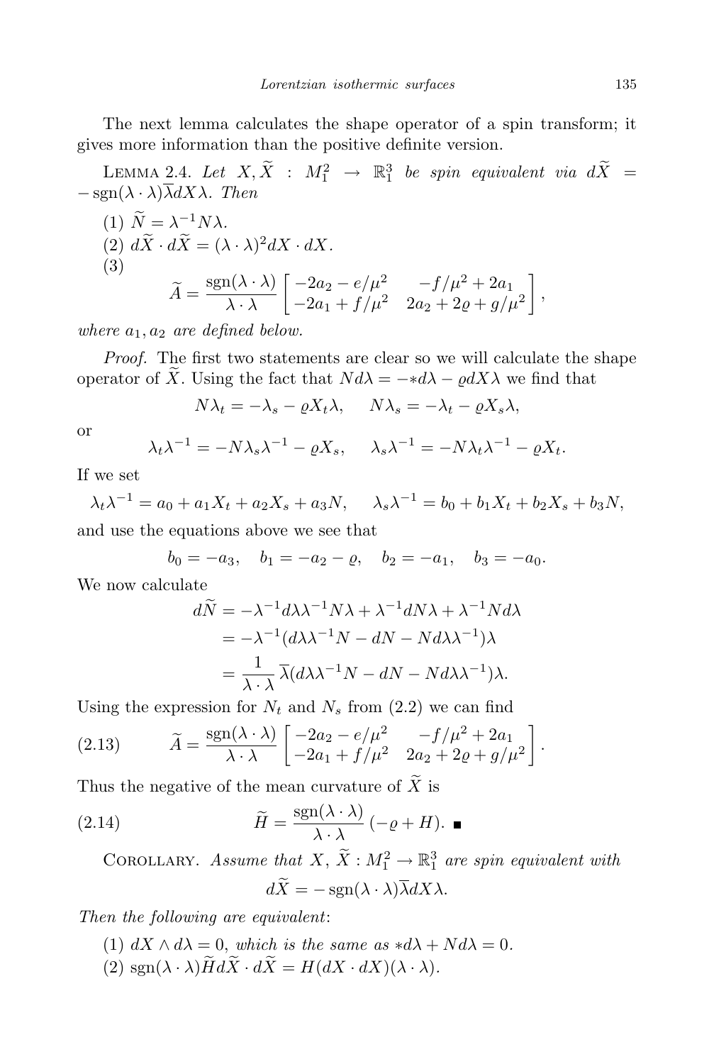The next lemma calculates the shape operator of a spin transform; it gives more information than the positive definite version.

Lemma 2.4. *Let* $X, \widetilde{X} : M_1^2 \to \mathbb{R}_1^3$ *be spin equivalent via* $d\widetilde{X} = -\operatorname{sgn}(\lambda\cdot\lambda)\overline{\lambda}dX\lambda$. *Then*

(1) $\widetilde{N} = \lambda^{-1}N\lambda$.

(2) $d\widetilde{X}\cdot d\widetilde{X} = (\lambda\cdot\lambda)^2 dX\cdot dX$.

(3)

$$\widetilde{A} = \frac{\operatorname{sgn}(\lambda\cdot\lambda)}{\lambda\cdot\lambda}\begin{bmatrix} -2a_2 - e/\mu^2 & -f/\mu^2 + 2a_1 \\ -2a_1 + f/\mu^2 & 2a_2 + 2\varrho + g/\mu^2 \end{bmatrix},$$

*where* $a_1, a_2$ *are defined below.*

*Proof.* The first two statements are clear so we will calculate the shape operator of $\widetilde{X}$. Using the fact that $Nd\lambda = -{*d\lambda} - \varrho dX\lambda$ we find that

$$N\lambda_t = -\lambda_s - \varrho X_t\lambda, \qquad N\lambda_s = -\lambda_t - \varrho X_s\lambda,$$

or

$$\lambda_t\lambda^{-1} = -N\lambda_s\lambda^{-1} - \varrho X_s, \qquad \lambda_s\lambda^{-1} = -N\lambda_t\lambda^{-1} - \varrho X_t.$$

If we set

$$\lambda_t\lambda^{-1} = a_0 + a_1X_t + a_2X_s + a_3N, \qquad \lambda_s\lambda^{-1} = b_0 + b_1X_t + b_2X_s + b_3N,$$

and use the equations above we see that

$$b_0 = -a_3, \quad b_1 = -a_2 - \varrho, \quad b_2 = -a_1, \quad b_3 = -a_0.$$

We now calculate

$$\begin{aligned} d\widetilde{N} &= -\lambda^{-1}d\lambda\lambda^{-1}N\lambda + \lambda^{-1}dN\lambda + \lambda^{-1}Nd\lambda \\ &= -\lambda^{-1}(d\lambda\lambda^{-1}N - dN - Nd\lambda\lambda^{-1})\lambda \\ &= \frac{1}{\lambda\cdot\lambda}\,\overline{\lambda}(d\lambda\lambda^{-1}N - dN - Nd\lambda\lambda^{-1})\lambda. \end{aligned}$$

Using the expression for $N_t$ and $N_s$ from (2.2) we can find

$$\widetilde{A} = \frac{\operatorname{sgn}(\lambda\cdot\lambda)}{\lambda\cdot\lambda}\begin{bmatrix} -2a_2 - e/\mu^2 & -f/\mu^2 + 2a_1 \\ -2a_1 + f/\mu^2 & 2a_2 + 2\varrho + g/\mu^2 \end{bmatrix}. \tag{2.13}$$

Thus the negative of the mean curvature of $\widetilde{X}$ is

$$\widetilde{H} = \frac{\operatorname{sgn}(\lambda\cdot\lambda)}{\lambda\cdot\lambda}(-\varrho + H). \tag{2.14}$$ ∎

Corollary. *Assume that* $X, \widetilde{X} : M_1^2 \to \mathbb{R}_1^3$ *are spin equivalent with*

$$d\widetilde{X} = -\operatorname{sgn}(\lambda\cdot\lambda)\overline{\lambda}dX\lambda.$$

*Then the following are equivalent*:

(1) $dX\wedge d\lambda = 0$, *which is the same as* ${*d\lambda} + Nd\lambda = 0$.

(2) $\operatorname{sgn}(\lambda\cdot\lambda)\widetilde{H}d\widetilde{X}\cdot d\widetilde{X} = H(dX\cdot dX)(\lambda\cdot\lambda)$.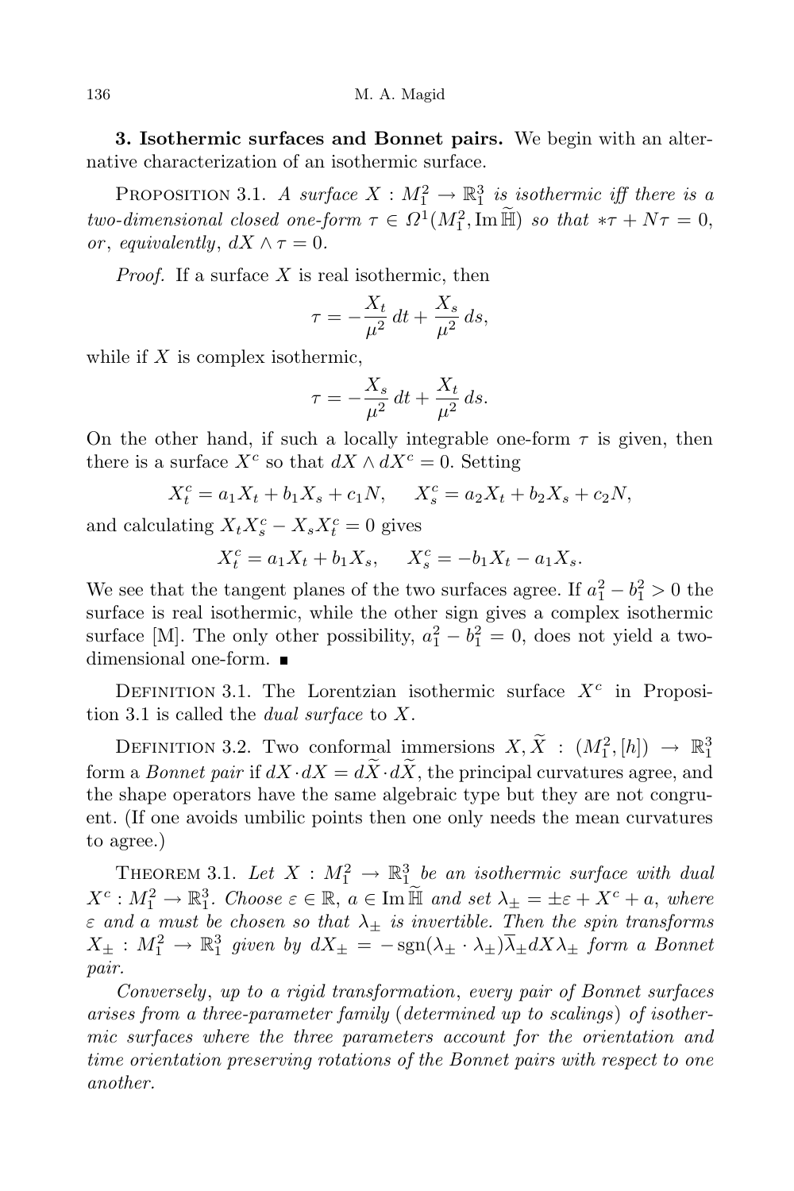**3. Isothermic surfaces and Bonnet pairs.** We begin with an alternative characterization of an isothermic surface.

PROPOSITION 3.1. *A surface $X : M_1^2 \to \mathbb{R}_1^3$ is isothermic iff there is a two-dimensional closed one-form $\tau \in \Omega^1(M_1^2, \operatorname{Im} \widetilde{\mathbb{H}})$ so that $*\tau + N\tau = 0$, or, equivalently, $dX \wedge \tau = 0$.*

*Proof.* If a surface $X$ is real isothermic, then

$$\tau = -\frac{X_t}{\mu^2}\,dt + \frac{X_s}{\mu^2}\,ds,$$

while if $X$ is complex isothermic,

$$\tau = -\frac{X_s}{\mu^2}\,dt + \frac{X_t}{\mu^2}\,ds.$$

On the other hand, if such a locally integrable one-form $\tau$ is given, then there is a surface $X^c$ so that $dX \wedge dX^c = 0$. Setting

$$X_t^c = a_1 X_t + b_1 X_s + c_1 N, \qquad X_s^c = a_2 X_t + b_2 X_s + c_2 N,$$

and calculating $X_t X_s^c - X_s X_t^c = 0$ gives

$$X_t^c = a_1 X_t + b_1 X_s, \qquad X_s^c = -b_1 X_t - a_1 X_s.$$

We see that the tangent planes of the two surfaces agree. If $a_1^2 - b_1^2 > 0$ the surface is real isothermic, while the other sign gives a complex isothermic surface [M]. The only other possibility, $a_1^2 - b_1^2 = 0$, does not yield a two-dimensional one-form. ∎

DEFINITION 3.1. The Lorentzian isothermic surface $X^c$ in Proposition 3.1 is called the *dual surface* to $X$.

DEFINITION 3.2. Two conformal immersions $X, \widetilde{X} : (M_1^2, [h]) \to \mathbb{R}_1^3$ form a *Bonnet pair* if $dX \cdot dX = d\widetilde{X} \cdot d\widetilde{X}$, the principal curvatures agree, and the shape operators have the same algebraic type but they are not congruent. (If one avoids umbilic points then one only needs the mean curvatures to agree.)

THEOREM 3.1. *Let $X : M_1^2 \to \mathbb{R}_1^3$ be an isothermic surface with dual $X^c : M_1^2 \to \mathbb{R}_1^3$. Choose $\varepsilon \in \mathbb{R}$, $a \in \operatorname{Im} \widetilde{\mathbb{H}}$ and set $\lambda_\pm = \pm\varepsilon + X^c + a$, where $\varepsilon$ and $a$ must be chosen so that $\lambda_\pm$ is invertible. Then the spin transforms $X_\pm : M_1^2 \to \mathbb{R}_1^3$ given by $dX_\pm = -\operatorname{sgn}(\lambda_\pm \cdot \lambda_\pm)\overline{\lambda}_\pm dX \lambda_\pm$ form a Bonnet pair.*

*Conversely, up to a rigid transformation, every pair of Bonnet surfaces arises from a three-parameter family (determined up to scalings) of isothermic surfaces where the three parameters account for the orientation and time orientation preserving rotations of the Bonnet pairs with respect to one another.*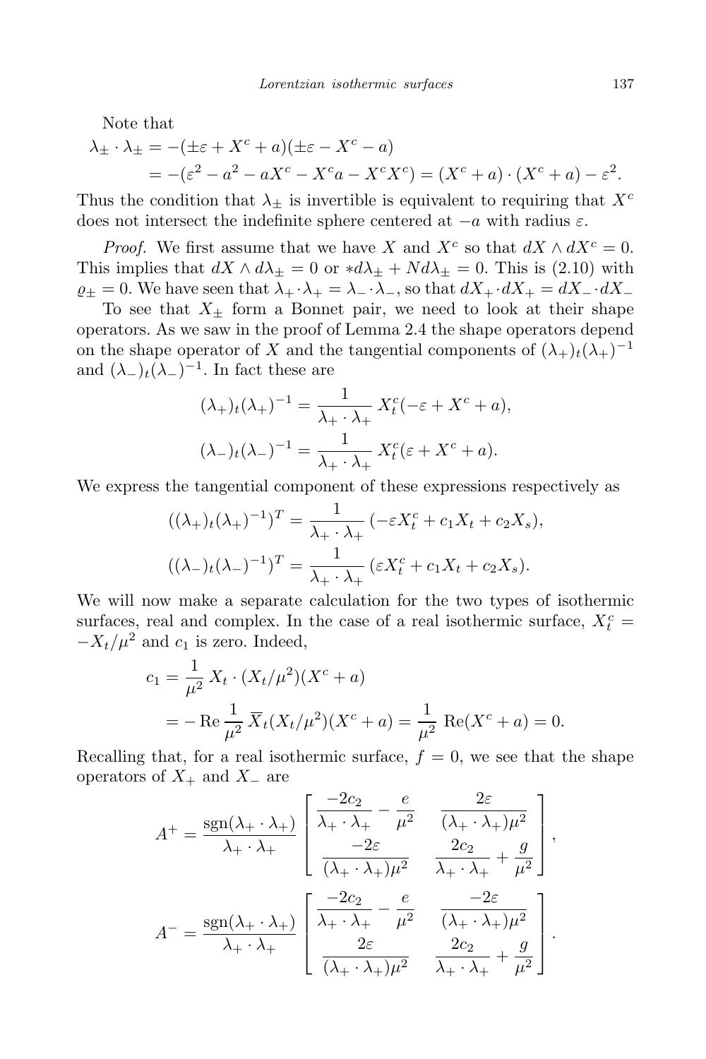Note that

$$\lambda_\pm \cdot \lambda_\pm = -(\pm\varepsilon + X^c + a)(\pm\varepsilon - X^c - a)$$
$$= -(\varepsilon^2 - a^2 - aX^c - X^c a - X^c X^c) = (X^c + a) \cdot (X^c + a) - \varepsilon^2.$$

Thus the condition that $\lambda_\pm$ is invertible is equivalent to requiring that $X^c$ does not intersect the indefinite sphere centered at $-a$ with radius $\varepsilon$.

*Proof.* We first assume that we have $X$ and $X^c$ so that $dX \wedge dX^c = 0$. This implies that $dX \wedge d\lambda_\pm = 0$ or $*d\lambda_\pm + Nd\lambda_\pm = 0$. This is (2.10) with $\varrho_\pm = 0$. We have seen that $\lambda_+ \cdot \lambda_+ = \lambda_- \cdot \lambda_-$, so that $dX_+ \cdot dX_+ = dX_- \cdot dX_-$

To see that $X_\pm$ form a Bonnet pair, we need to look at their shape operators. As we saw in the proof of Lemma 2.4 the shape operators depend on the shape operator of $X$ and the tangential components of $(\lambda_+)_t(\lambda_+)^{-1}$ and $(\lambda_-)_t(\lambda_-)^{-1}$. In fact these are

$$(\lambda_+)_t(\lambda_+)^{-1} = \frac{1}{\lambda_+ \cdot \lambda_+} X^c_t(-\varepsilon + X^c + a),$$
$$(\lambda_-)_t(\lambda_-)^{-1} = \frac{1}{\lambda_+ \cdot \lambda_+} X^c_t(\varepsilon + X^c + a).$$

We express the tangential component of these expressions respectively as

$$((\lambda_+)_t(\lambda_+)^{-1})^T = \frac{1}{\lambda_+ \cdot \lambda_+} (-\varepsilon X^c_t + c_1 X_t + c_2 X_s),$$
$$((\lambda_-)_t(\lambda_-)^{-1})^T = \frac{1}{\lambda_+ \cdot \lambda_+} (\varepsilon X^c_t + c_1 X_t + c_2 X_s).$$

We will now make a separate calculation for the two types of isothermic surfaces, real and complex. In the case of a real isothermic surface, $X^c_t = -X_t/\mu^2$ and $c_1$ is zero. Indeed,

$$c_1 = \frac{1}{\mu^2} X_t \cdot (X_t/\mu^2)(X^c + a)$$
$$= -\operatorname{Re} \frac{1}{\mu^2} \overline{X}_t(X_t/\mu^2)(X^c + a) = \frac{1}{\mu^2} \operatorname{Re}(X^c + a) = 0.$$

Recalling that, for a real isothermic surface, $f = 0$, we see that the shape operators of $X_+$ and $X_-$ are

$$A^+ = \frac{\operatorname{sgn}(\lambda_+ \cdot \lambda_+)}{\lambda_+ \cdot \lambda_+} \begin{bmatrix} \dfrac{-2c_2}{\lambda_+ \cdot \lambda_+} - \dfrac{e}{\mu^2} & \dfrac{2\varepsilon}{(\lambda_+ \cdot \lambda_+)\mu^2} \\ \dfrac{-2\varepsilon}{(\lambda_+ \cdot \lambda_+)\mu^2} & \dfrac{2c_2}{\lambda_+ \cdot \lambda_+} + \dfrac{g}{\mu^2} \end{bmatrix},$$

$$A^- = \frac{\operatorname{sgn}(\lambda_+ \cdot \lambda_+)}{\lambda_+ \cdot \lambda_+} \begin{bmatrix} \dfrac{-2c_2}{\lambda_+ \cdot \lambda_+} - \dfrac{e}{\mu^2} & \dfrac{-2\varepsilon}{(\lambda_+ \cdot \lambda_+)\mu^2} \\ \dfrac{2\varepsilon}{(\lambda_+ \cdot \lambda_+)\mu^2} & \dfrac{2c_2}{\lambda_+ \cdot \lambda_+} + \dfrac{g}{\mu^2} \end{bmatrix}.$$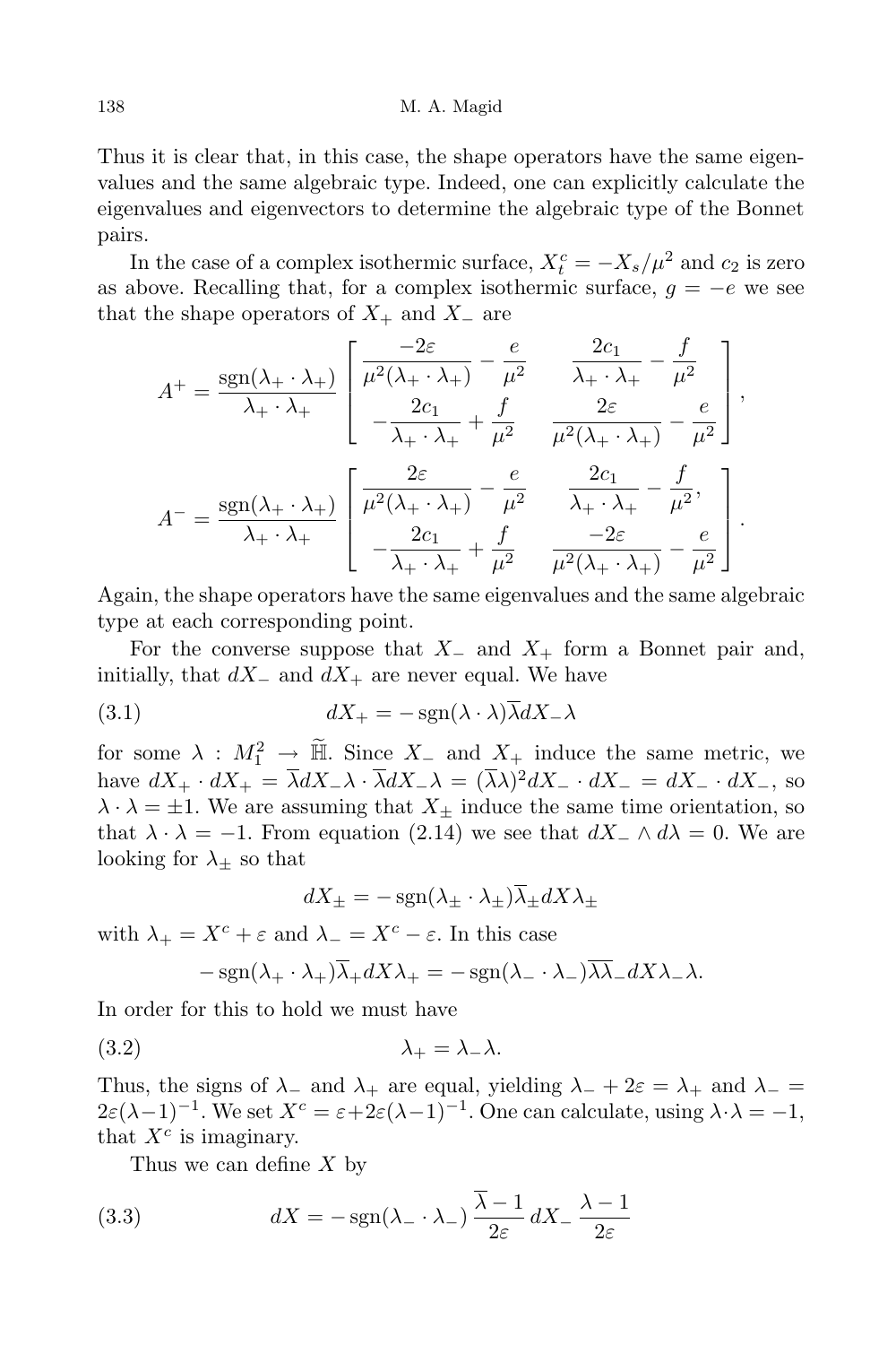Thus it is clear that, in this case, the shape operators have the same eigenvalues and the same algebraic type. Indeed, one can explicitly calculate the eigenvalues and eigenvectors to determine the algebraic type of the Bonnet pairs.

In the case of a complex isothermic surface, $X^c_t = -X_s/\mu^2$ and $c_2$ is zero as above. Recalling that, for a complex isothermic surface, $g = -e$ we see that the shape operators of $X_+$ and $X_-$ are

$$A^+ = \frac{\operatorname{sgn}(\lambda_+ \cdot \lambda_+)}{\lambda_+ \cdot \lambda_+} \begin{bmatrix} \dfrac{-2\varepsilon}{\mu^2(\lambda_+ \cdot \lambda_+)} - \dfrac{e}{\mu^2} & \dfrac{2c_1}{\lambda_+ \cdot \lambda_+} - \dfrac{f}{\mu^2} \\ -\dfrac{2c_1}{\lambda_+ \cdot \lambda_+} + \dfrac{f}{\mu^2} & \dfrac{2\varepsilon}{\mu^2(\lambda_+ \cdot \lambda_+)} - \dfrac{e}{\mu^2} \end{bmatrix},$$

$$A^- = \frac{\operatorname{sgn}(\lambda_+ \cdot \lambda_+)}{\lambda_+ \cdot \lambda_+} \begin{bmatrix} \dfrac{2\varepsilon}{\mu^2(\lambda_+ \cdot \lambda_+)} - \dfrac{e}{\mu^2} & \dfrac{2c_1}{\lambda_+ \cdot \lambda_+} - \dfrac{f}{\mu^2}, \\ -\dfrac{2c_1}{\lambda_+ \cdot \lambda_+} + \dfrac{f}{\mu^2} & \dfrac{-2\varepsilon}{\mu^2(\lambda_+ \cdot \lambda_+)} - \dfrac{e}{\mu^2} \end{bmatrix}.$$

Again, the shape operators have the same eigenvalues and the same algebraic type at each corresponding point.

For the converse suppose that $X_-$ and $X_+$ form a Bonnet pair and, initially, that $dX_-$ and $dX_+$ are never equal. We have

$$dX_+ = -\operatorname{sgn}(\lambda \cdot \lambda)\overline{\lambda} dX_- \lambda \tag{3.1}$$

for some $\lambda : M_1^2 \to \widetilde{\mathbb{H}}$. Since $X_-$ and $X_+$ induce the same metric, we have $dX_+ \cdot dX_+ = \overline{\lambda} dX_- \lambda \cdot \overline{\lambda} dX_- \lambda = (\overline{\lambda}\lambda)^2 dX_- \cdot dX_- = dX_- \cdot dX_-$, so $\lambda \cdot \lambda = \pm 1$. We are assuming that $X_\pm$ induce the same time orientation, so that $\lambda \cdot \lambda = -1$. From equation (2.14) we see that $dX_- \wedge d\lambda = 0$. We are looking for $\lambda_\pm$ so that

$$dX_\pm = -\operatorname{sgn}(\lambda_\pm \cdot \lambda_\pm)\overline{\lambda}_\pm dX \lambda_\pm$$

with $\lambda_+ = X^c + \varepsilon$ and $\lambda_- = X^c - \varepsilon$. In this case

$$-\operatorname{sgn}(\lambda_+ \cdot \lambda_+)\overline{\lambda}_+ dX \lambda_+ = -\operatorname{sgn}(\lambda_- \cdot \lambda_-)\overline{\lambda \lambda}_- dX \lambda_- \lambda.$$

In order for this to hold we must have

$$\lambda_+ = \lambda_- \lambda. \tag{3.2}$$

Thus, the signs of $\lambda_-$ and $\lambda_+$ are equal, yielding $\lambda_- + 2\varepsilon = \lambda_+$ and $\lambda_- = 2\varepsilon(\lambda - 1)^{-1}$. We set $X^c = \varepsilon + 2\varepsilon(\lambda - 1)^{-1}$. One can calculate, using $\lambda \cdot \lambda = -1$, that $X^c$ is imaginary.

Thus we can define $X$ by

$$dX = -\operatorname{sgn}(\lambda_- \cdot \lambda_-)\, \frac{\overline{\lambda} - 1}{2\varepsilon}\, dX_-\, \frac{\lambda - 1}{2\varepsilon} \tag{3.3}$$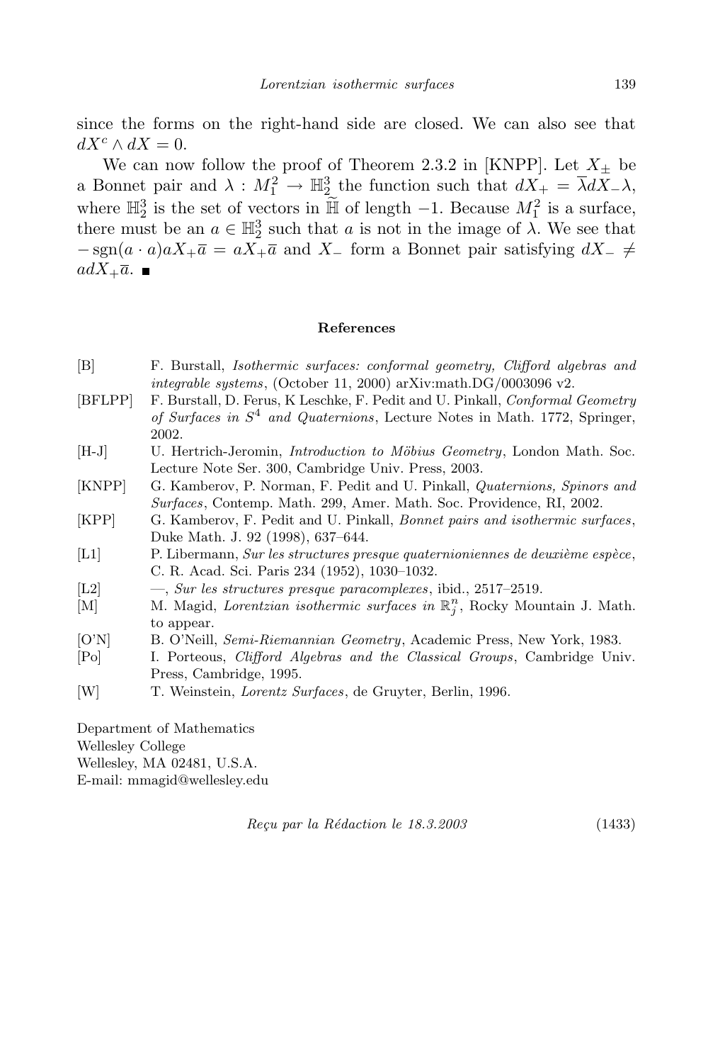since the forms on the right-hand side are closed. We can also see that $dX^c \wedge dX = 0$.

We can now follow the proof of Theorem 2.3.2 in [KNPP]. Let $X_\pm$ be a Bonnet pair and $\lambda : M_1^2 \to \mathbb{H}_2^3$ the function such that $dX_+ = \overline{\lambda} dX_- \lambda$, where $\mathbb{H}_2^3$ is the set of vectors in $\widetilde{\mathbb{H}}$ of length $-1$. Because $M_1^2$ is a surface, there must be an $a \in \mathbb{H}_2^3$ such that $a$ is not in the image of $\lambda$. We see that $-\operatorname{sgn}(a \cdot a) a X_+ \overline{a} = a X_+ \overline{a}$ and $X_-$ form a Bonnet pair satisfying $dX_- \neq a dX_+ \overline{a}$. ∎

## References

[B] F. Burstall, *Isothermic surfaces: conformal geometry, Clifford algebras and integrable systems*, (October 11, 2000) arXiv:math.DG/0003096 v2.

[BFLPP] F. Burstall, D. Ferus, K Leschke, F. Pedit and U. Pinkall, *Conformal Geometry of Surfaces in $S^4$ and Quaternions*, Lecture Notes in Math. 1772, Springer, 2002.

[H-J] U. Hertrich-Jeromin, *Introduction to Möbius Geometry*, London Math. Soc. Lecture Note Ser. 300, Cambridge Univ. Press, 2003.

[KNPP] G. Kamberov, P. Norman, F. Pedit and U. Pinkall, *Quaternions, Spinors and Surfaces*, Contemp. Math. 299, Amer. Math. Soc. Providence, RI, 2002.

[KPP] G. Kamberov, F. Pedit and U. Pinkall, *Bonnet pairs and isothermic surfaces*, Duke Math. J. 92 (1998), 637–644.

[L1] P. Libermann, *Sur les structures presque quaternioniennes de deuxième espèce*, C. R. Acad. Sci. Paris 234 (1952), 1030–1032.

[L2] —, *Sur les structures presque paracomplexes*, ibid., 2517–2519.

[M] M. Magid, *Lorentzian isothermic surfaces in $\mathbb{R}_j^n$*, Rocky Mountain J. Math. to appear.

[O'N] B. O'Neill, *Semi-Riemannian Geometry*, Academic Press, New York, 1983.

[Po] I. Porteous, *Clifford Algebras and the Classical Groups*, Cambridge Univ. Press, Cambridge, 1995.

[W] T. Weinstein, *Lorentz Surfaces*, de Gruyter, Berlin, 1996.

Department of Mathematics
Wellesley College
Wellesley, MA 02481, U.S.A.
E-mail: mmagid@wellesley.edu

*Reçu par la Rédaction le 18.3.2003* (1433)